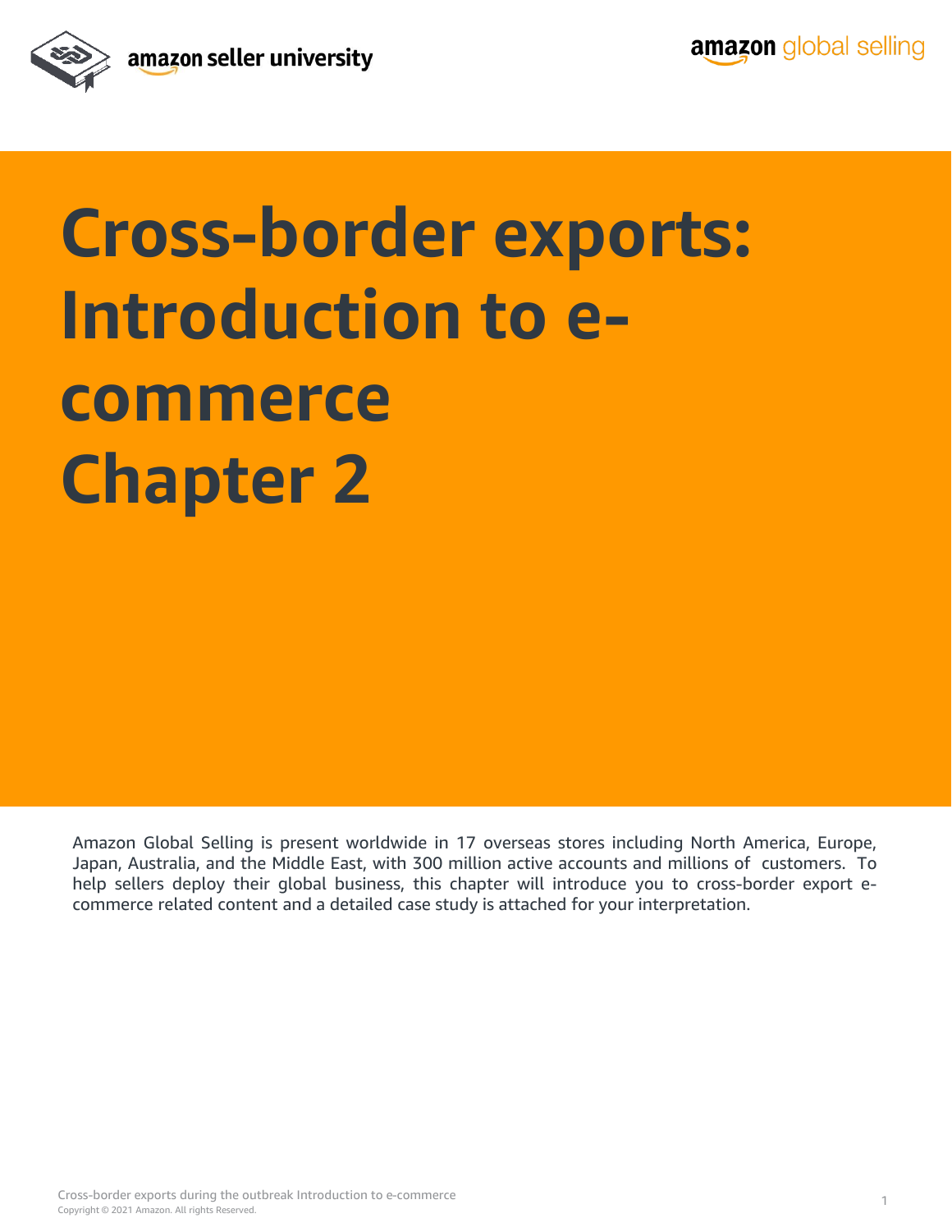# Cross-border exports: Introduction to e-commerce Chapter 2

Amazon Global Selling is present worldwide in 17 overseas stores including North America, Europe, Japan, Australia, and the Middle East, with 300 million active accounts and millions of customers. To help sellers deploy their global business, this chapter will introduce you to cross-border export e-commerce related content and a detailed case study is attached for your interpretation.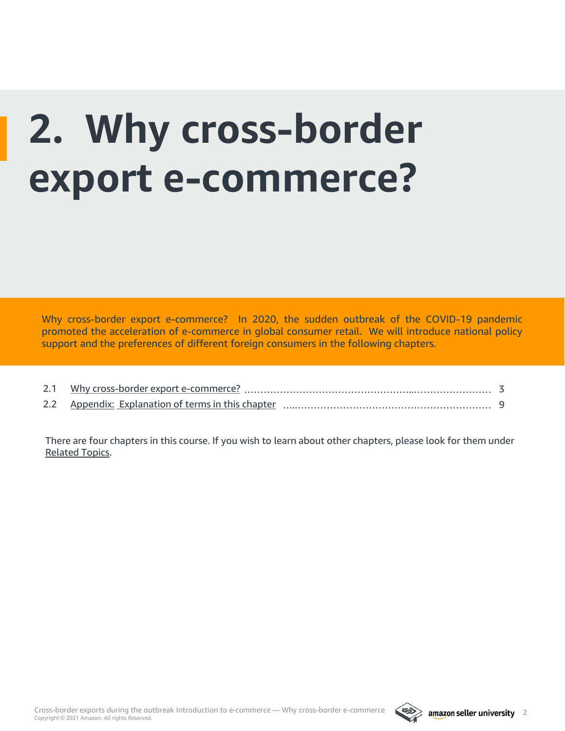# 2. Why cross-border export e-commerce?

Why cross-border export e-commerce? In 2020, the sudden outbreak of the COVID-19 pandemic promoted the acceleration of e-commerce in global consumer retail. We will introduce national policy support and the preferences of different foreign consumers in the following chapters.

2.1 Why cross-border export e-commerce? ........................................................ 3

2.2 Appendix: Explanation of terms in this chapter ........................................................ 9

There are four chapters in this course. If you wish to learn about other chapters, please look for them under Related Topics.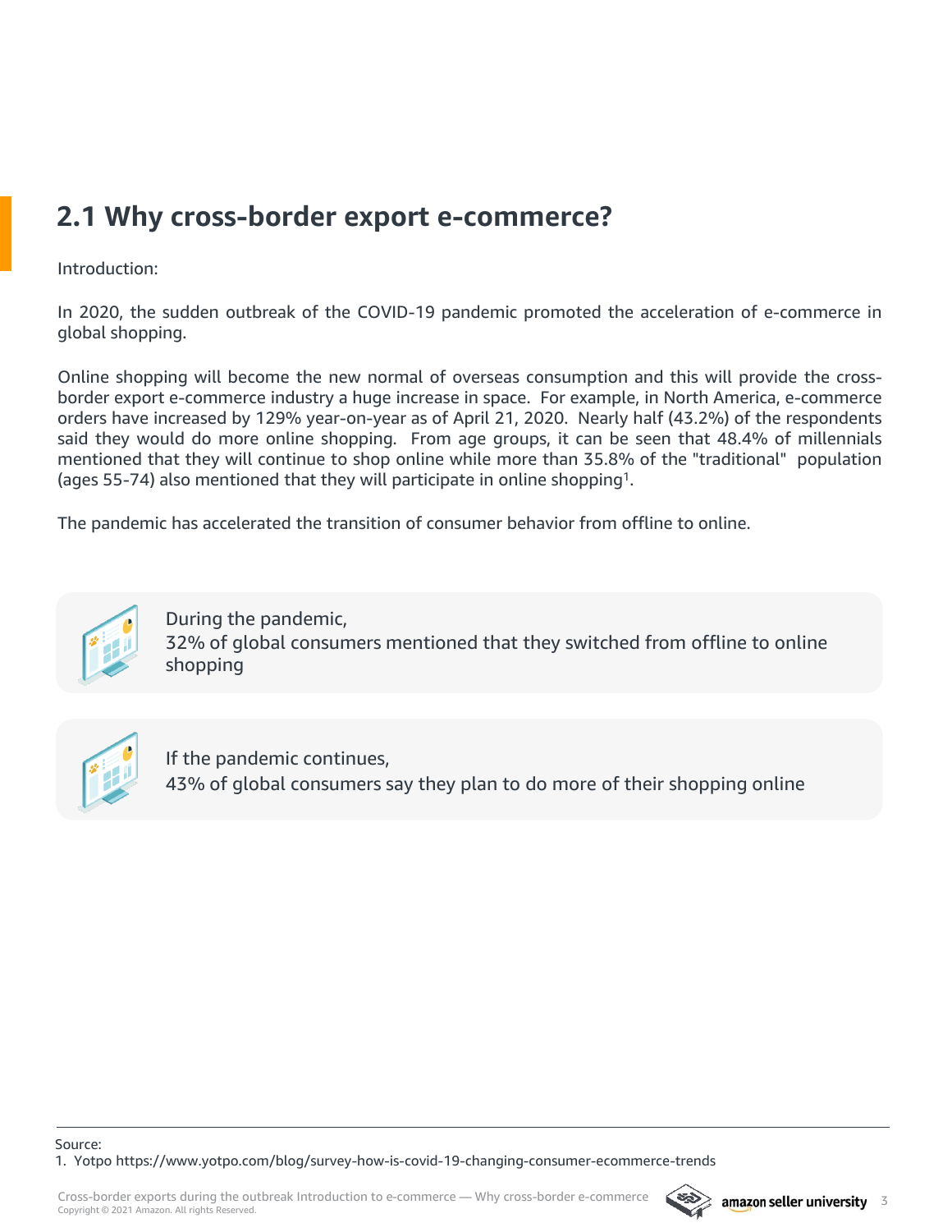## 2.1 Why cross-border export e-commerce?

Introduction:

In 2020, the sudden outbreak of the COVID-19 pandemic promoted the acceleration of e-commerce in global shopping.

Online shopping will become the new normal of overseas consumption and this will provide the cross-border export e-commerce industry a huge increase in space. For example, in North America, e-commerce orders have increased by 129% year-on-year as of April 21, 2020. Nearly half (43.2%) of the respondents said they would do more online shopping. From age groups, it can be seen that 48.4% of millennials mentioned that they will continue to shop online while more than 35.8% of the "traditional" population (ages 55-74) also mentioned that they will participate in online shopping[1].

The pandemic has accelerated the transition of consumer behavior from offline to online.

During the pandemic,
32% of global consumers mentioned that they switched from offline to online shopping

If the pandemic continues,
43% of global consumers say they plan to do more of their shopping online

Source:
1. Yotpo https://www.yotpo.com/blog/survey-how-is-covid-19-changing-consumer-ecommerce-trends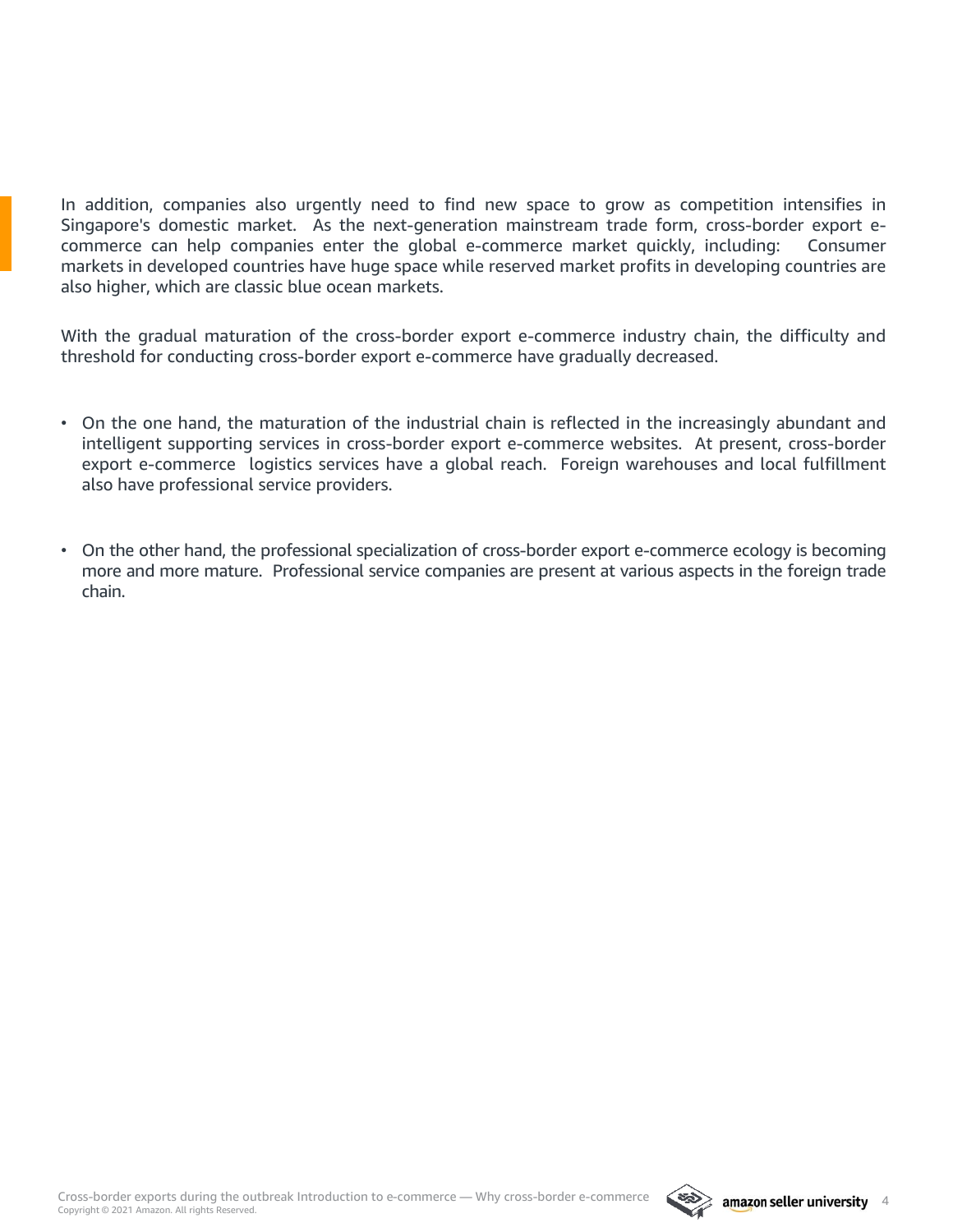In addition, companies also urgently need to find new space to grow as competition intensifies in Singapore's domestic market.  As the next-generation mainstream trade form, cross-border export e-commerce can help companies enter the global e-commerce market quickly, including:  Consumer markets in developed countries have huge space while reserved market profits in developing countries are also higher, which are classic blue ocean markets.

With the gradual maturation of the cross-border export e-commerce industry chain, the difficulty and threshold for conducting cross-border export e-commerce have gradually decreased.

- On the one hand, the maturation of the industrial chain is reflected in the increasingly abundant and intelligent supporting services in cross-border export e-commerce websites.  At present, cross-border export e-commerce  logistics services have a global reach.  Foreign warehouses and local fulfillment also have professional service providers.

- On the other hand, the professional specialization of cross-border export e-commerce ecology is becoming more and more mature.  Professional service companies are present at various aspects in the foreign trade chain.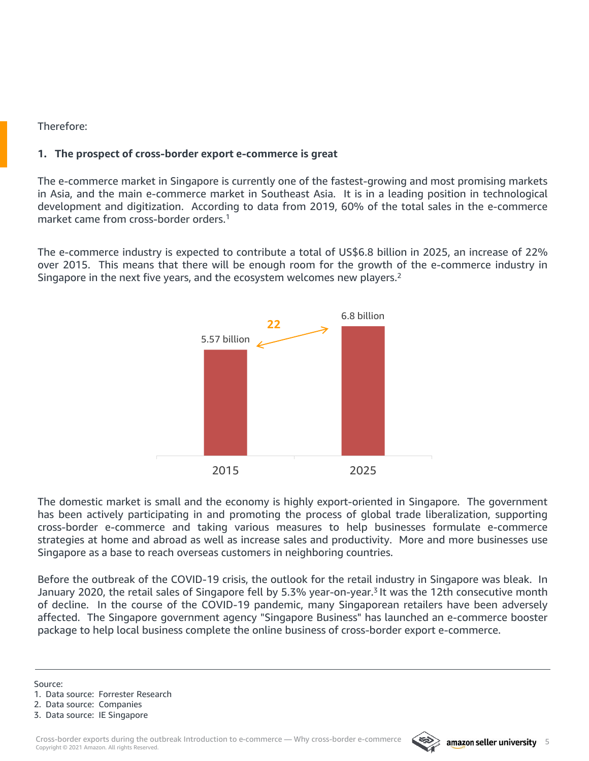Therefore:

**1. The prospect of cross-border export e-commerce is great**

The e-commerce market in Singapore is currently one of the fastest-growing and most promising markets in Asia, and the main e-commerce market in Southeast Asia. It is in a leading position in technological development and digitization. According to data from 2019, 60% of the total sales in the e-commerce market came from cross-border orders.[1]

The e-commerce industry is expected to contribute a total of US$6.8 billion in 2025, an increase of 22% over 2015. This means that there will be enough room for the growth of the e-commerce industry in Singapore in the next five years, and the ecosystem welcomes new players.[2]

| Year | Value |
|---|---|
| 2015 | 5.57 billion |
| 2025 | 6.8 billion |

22

The domestic market is small and the economy is highly export-oriented in Singapore. The government has been actively participating in and promoting the process of global trade liberalization, supporting cross-border e-commerce and taking various measures to help businesses formulate e-commerce strategies at home and abroad as well as increase sales and productivity. More and more businesses use Singapore as a base to reach overseas customers in neighboring countries.

Before the outbreak of the COVID-19 crisis, the outlook for the retail industry in Singapore was bleak. In January 2020, the retail sales of Singapore fell by 5.3% year-on-year.[3] It was the 12th consecutive month of decline. In the course of the COVID-19 pandemic, many Singaporean retailers have been adversely affected. The Singapore government agency "Singapore Business" has launched an e-commerce booster package to help local business complete the online business of cross-border export e-commerce.

---

Source:
1. Data source: Forrester Research
2. Data source: Companies
3. Data source: IE Singapore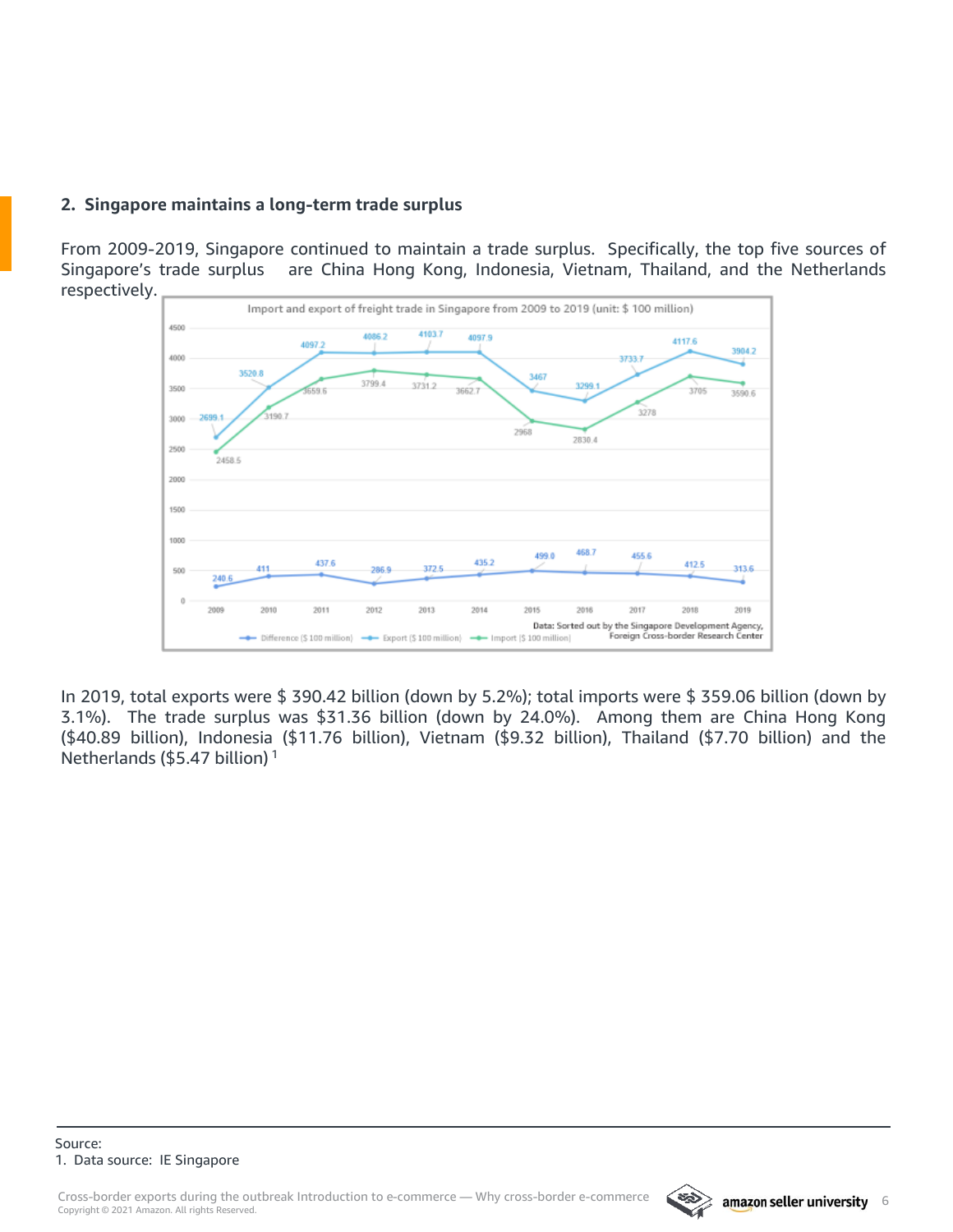## 2. Singapore maintains a long-term trade surplus

From 2009-2019, Singapore continued to maintain a trade surplus. Specifically, the top five sources of Singapore's trade surplus are China Hong Kong, Indonesia, Vietnam, Thailand, and the Netherlands respectively.

Import and export of freight trade in Singapore from 2009 to 2019 (unit: $ 100 million)

| Year | Difference ($ 100 million) | Export ($ 100 million) | Import ($ 100 million) |
|---|---|---|---|
| 2009 | 240.6 | 2699.1 | 2458.5 |
| 2010 | 411 | 3520.8 | 3190.7 |
| 2011 | 437.6 | 4097.2 | 3659.6 |
| 2012 | 286.9 | 4086.2 | 3799.4 |
| 2013 | 372.5 | 4103.7 | 3731.2 |
| 2014 | 435.2 | 4097.9 | 3662.7 |
| 2015 | 499.0 | 3467 | 2968 |
| 2016 | 468.7 | 3299.1 | 2830.4 |
| 2017 | 455.6 | 3733.7 | 3278 |
| 2018 | 412.5 | 4117.6 | 3705 |
| 2019 | 313.6 | 3904.2 | 3590.6 |

Data: Sorted out by the Singapore Development Agency, Foreign Cross-border Research Center

In 2019, total exports were $ 390.42 billion (down by 5.2%); total imports were $ 359.06 billion (down by 3.1%). The trade surplus was $31.36 billion (down by 24.0%). Among them are China Hong Kong ($40.89 billion), Indonesia ($11.76 billion), Vietnam ($9.32 billion), Thailand ($7.70 billion) and the Netherlands ($5.47 billion) [1]

Source:
1. Data source: IE Singapore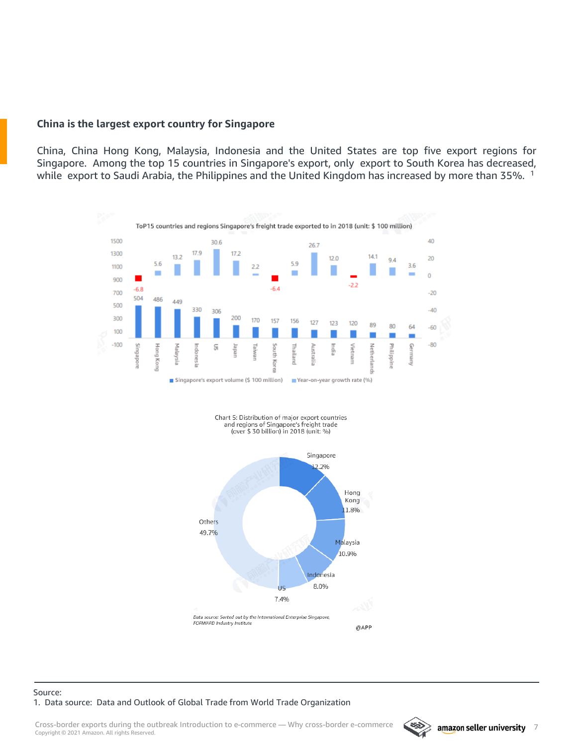## China is the largest export country for Singapore

China, China Hong Kong, Malaysia, Indonesia and the United States are top five export regions for Singapore. Among the top 15 countries in Singapore's export, only export to South Korea has decreased, while export to Saudi Arabia, the Philippines and the United Kingdom has increased by more than 35%. [1]

ToP15 countries and regions Singapore's freight trade exported to in 2018 (unit: $ 100 million)

| Country/Region | Singapore's export volume ($ 100 million) | Year-on-year growth rate (%) |
|---|---|---|
| Singapore | 504 | -6.8 |
| Hong Kong | 486 | 5.6 |
| Malaysia | 449 | 13.2 |
| Indonesia | 330 | 17.9 |
| US | 306 | 30.6 |
| Japan | 200 | 17.2 |
| Taiwan | 170 | 2.2 |
| South Korea | 157 | -6.4 |
| Thailand | 156 | 5.9 |
| Australia | 127 | 26.7 |
| India | 123 | 12.0 |
| Vietnam | 120 | -2.2 |
| Netherlands | 89 | 14.1 |
| Philippine | 80 | 9.4 |
| Germany | 64 | 3.6 |

Chart 5: Distribution of major export countries and regions of Singapore's freight trade (over $ 30 billion) in 2018 (unit: %)

| Country/Region | Share |
|---|---|
| Singapore | 12.2% |
| Hong Kong | 11.8% |
| Malaysia | 10.9% |
| Indonesia | 8.0% |
| US | 7.4% |
| Others | 49.7% |

*Data source: Sorted out by the International Enterprise Singapore, FORWARD Industry Institute*

@APP

Source:
1. Data source: Data and Outlook of Global Trade from World Trade Organization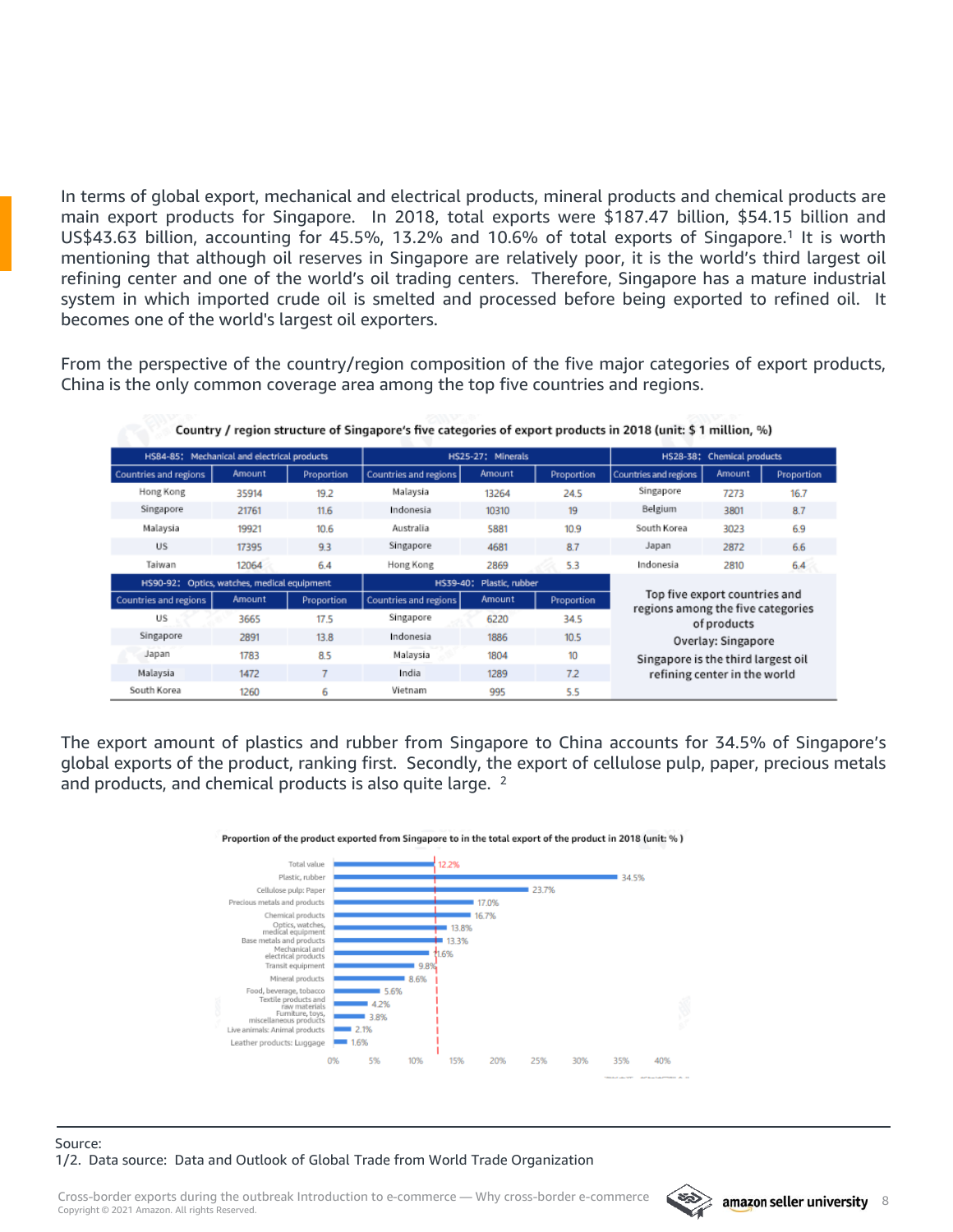In terms of global export, mechanical and electrical products, mineral products and chemical products are main export products for Singapore. In 2018, total exports were $187.47 billion, $54.15 billion and US$43.63 billion, accounting for 45.5%, 13.2% and 10.6% of total exports of Singapore.[1] It is worth mentioning that although oil reserves in Singapore are relatively poor, it is the world's third largest oil refining center and one of the world's oil trading centers. Therefore, Singapore has a mature industrial system in which imported crude oil is smelted and processed before being exported to refined oil. It becomes one of the world's largest oil exporters.

From the perspective of the country/region composition of the five major categories of export products, China is the only common coverage area among the top five countries and regions.

**Country / region structure of Singapore's five categories of export products in 2018 (unit: $ 1 million, %)**

| HS84-85: Mechanical and electrical products | | | HS25-27: Minerals | | | HS28-38: Chemical products | | |
|---|---|---|---|---|---|---|---|---|
| Countries and regions | Amount | Proportion | Countries and regions | Amount | Proportion | Countries and regions | Amount | Proportion |
| Hong Kong | 35914 | 19.2 | Malaysia | 13264 | 24.5 | Singapore | 7273 | 16.7 |
| Singapore | 21761 | 11.6 | Indonesia | 10310 | 19 | Belgium | 3801 | 8.7 |
| Malaysia | 19921 | 10.6 | Australia | 5881 | 10.9 | South Korea | 3023 | 6.9 |
| US | 17395 | 9.3 | Singapore | 4681 | 8.7 | Japan | 2872 | 6.6 |
| Taiwan | 12064 | 6.4 | Hong Kong | 2869 | 5.3 | Indonesia | 2810 | 6.4 |

| HS90-92: Optics, watches, medical equipment | | | HS39-40: Plastic, rubber | | |
|---|---|---|---|---|---|
| Countries and regions | Amount | Proportion | Countries and regions | Amount | Proportion |
| US | 3665 | 17.5 | Singapore | 6220 | 34.5 |
| Singapore | 2891 | 13.8 | Indonesia | 1886 | 10.5 |
| Japan | 1783 | 8.5 | Malaysia | 1804 | 10 |
| Malaysia | 1472 | 7 | India | 1289 | 7.2 |
| South Korea | 1260 | 6 | Vietnam | 995 | 5.5 |

Top five export countries and regions among the five categories of products

Overlay: Singapore

Singapore is the third largest oil refining center in the world

The export amount of plastics and rubber from Singapore to China accounts for 34.5% of Singapore's global exports of the product, ranking first. Secondly, the export of cellulose pulp, paper, precious metals and products, and chemical products is also quite large. [2]

**Proportion of the product exported from Singapore to in the total export of the product in 2018 (unit: % )**

| Product | Proportion (%) |
|---|---|
| Total value | 12.2% |
| Plastic, rubber | 34.5% |
| Cellulose pulp: Paper | 23.7% |
| Precious metals and products | 17.0% |
| Chemical products | 16.7% |
| Optics, watches, medical equipment | 13.8% |
| Base metals and products | 13.3% |
| Mechanical and electrical products | 11.6% |
| Transit equipment | 9.8% |
| Mineral products | 8.6% |
| Food, beverage, tobacco | 5.6% |
| Textile products and raw materials | 4.2% |
| Furniture, toys, miscellaneous products | 3.8% |
| Live animals: Animal products | 2.1% |
| Leather products: Luggage | 1.6% |

Source:
1/2. Data source: Data and Outlook of Global Trade from World Trade Organization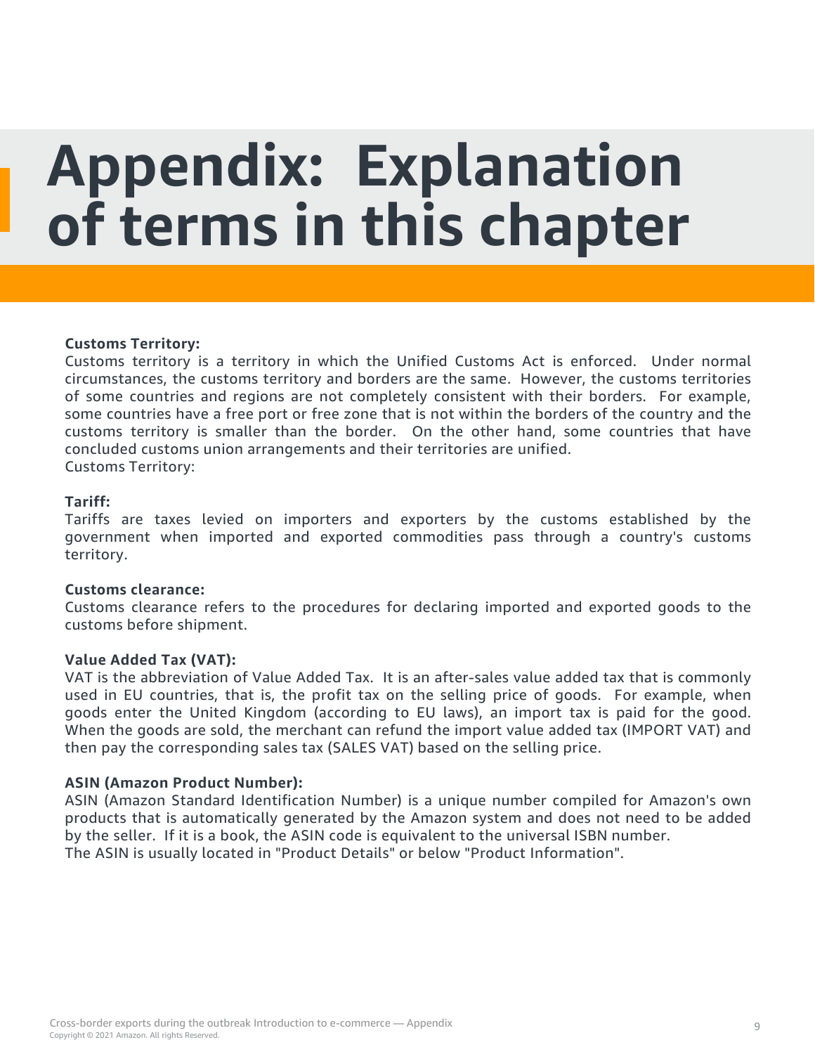# Appendix: Explanation of terms in this chapter

**Customs Territory:**

Customs territory is a territory in which the Unified Customs Act is enforced. Under normal circumstances, the customs territory and borders are the same. However, the customs territories of some countries and regions are not completely consistent with their borders. For example, some countries have a free port or free zone that is not within the borders of the country and the customs territory is smaller than the border. On the other hand, some countries that have concluded customs union arrangements and their territories are unified.
Customs Territory:

**Tariff:**

Tariffs are taxes levied on importers and exporters by the customs established by the government when imported and exported commodities pass through a country's customs territory.

**Customs clearance:**

Customs clearance refers to the procedures for declaring imported and exported goods to the customs before shipment.

**Value Added Tax (VAT):**

VAT is the abbreviation of Value Added Tax. It is an after-sales value added tax that is commonly used in EU countries, that is, the profit tax on the selling price of goods. For example, when goods enter the United Kingdom (according to EU laws), an import tax is paid for the good. When the goods are sold, the merchant can refund the import value added tax (IMPORT VAT) and then pay the corresponding sales tax (SALES VAT) based on the selling price.

**ASIN (Amazon Product Number):**

ASIN (Amazon Standard Identification Number) is a unique number compiled for Amazon's own products that is automatically generated by the Amazon system and does not need to be added by the seller. If it is a book, the ASIN code is equivalent to the universal ISBN number.
The ASIN is usually located in "Product Details" or below "Product Information".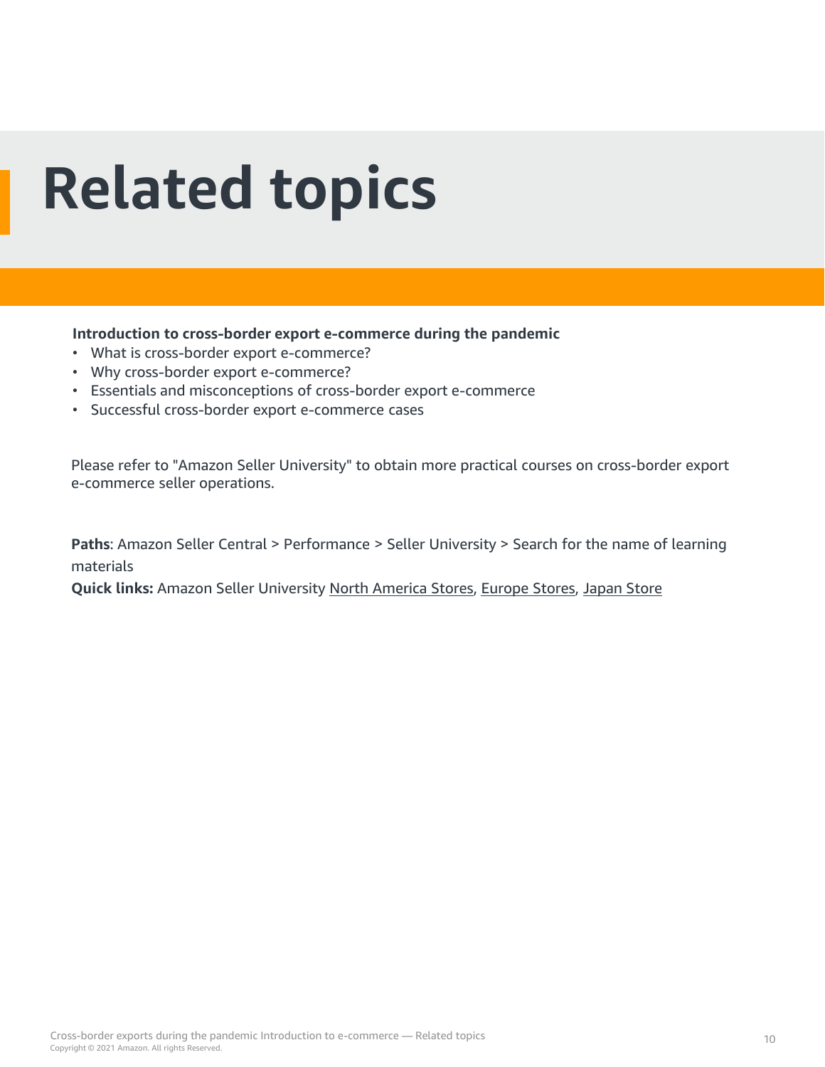# Related topics

**Introduction to cross-border export e-commerce during the pandemic**

- What is cross-border export e-commerce?
- Why cross-border export e-commerce?
- Essentials and misconceptions of cross-border export e-commerce
- Successful cross-border export e-commerce cases

Please refer to "Amazon Seller University" to obtain more practical courses on cross-border export e-commerce seller operations.

**Paths**: Amazon Seller Central > Performance > Seller University > Search for the name of learning materials

**Quick links:** Amazon Seller University North America Stores, Europe Stores, Japan Store